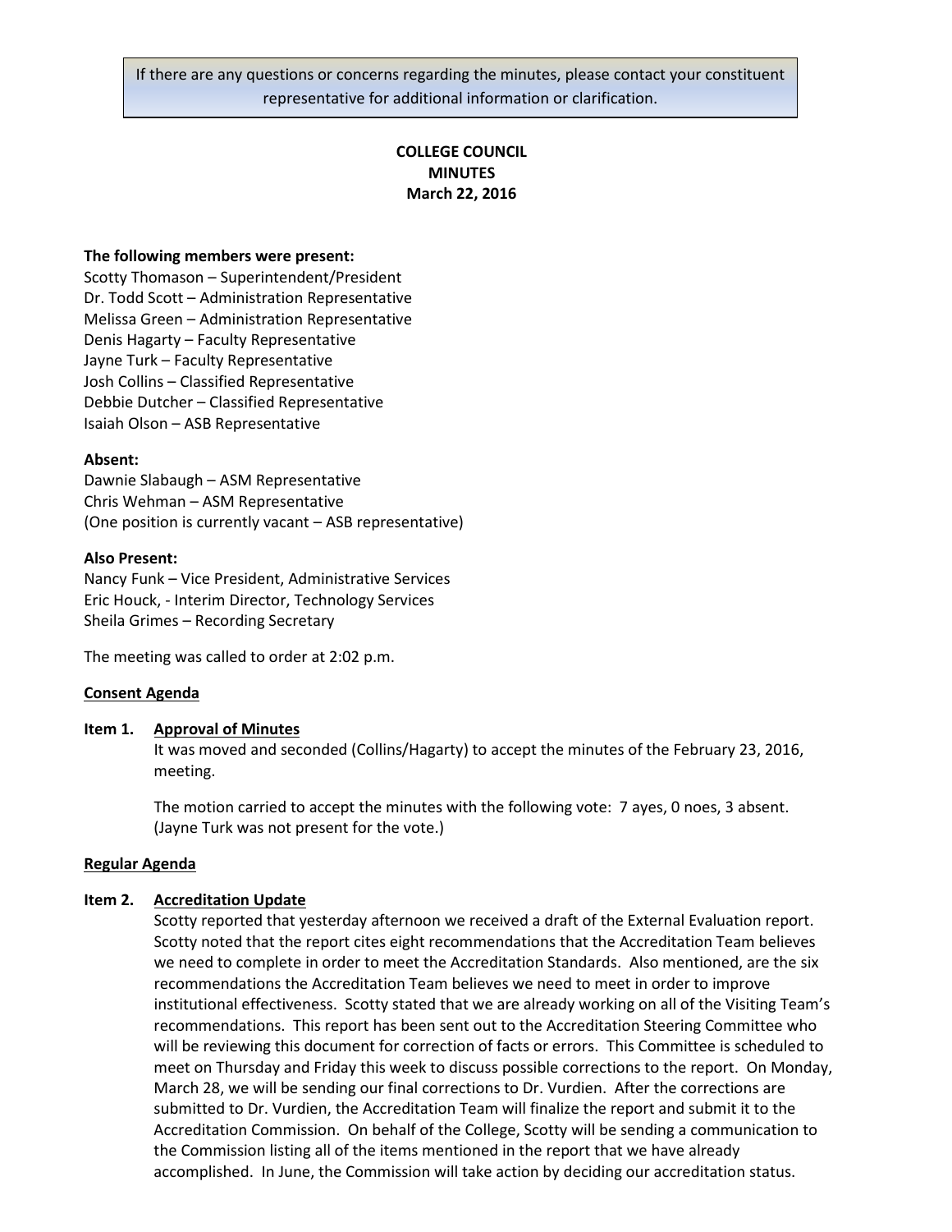If there are any questions or concerns regarding the minutes, please contact your constituent representative for additional information or clarification.

# COLLEGE COUNCIL
# MINUTES
# March 22, 2016

**The following members were present:**
Scotty Thomason – Superintendent/President
Dr. Todd Scott – Administration Representative
Melissa Green – Administration Representative
Denis Hagarty – Faculty Representative
Jayne Turk – Faculty Representative
Josh Collins – Classified Representative
Debbie Dutcher – Classified Representative
Isaiah Olson – ASB Representative

**Absent:**
Dawnie Slabaugh – ASM Representative
Chris Wehman – ASM Representative
(One position is currently vacant – ASB representative)

**Also Present:**
Nancy Funk – Vice President, Administrative Services
Eric Houck, - Interim Director, Technology Services
Sheila Grimes – Recording Secretary

The meeting was called to order at 2:02 p.m.

**Consent Agenda**

**Item 1. Approval of Minutes**

It was moved and seconded (Collins/Hagarty) to accept the minutes of the February 23, 2016, meeting.

The motion carried to accept the minutes with the following vote: 7 ayes, 0 noes, 3 absent. (Jayne Turk was not present for the vote.)

**Regular Agenda**

**Item 2. Accreditation Update**

Scotty reported that yesterday afternoon we received a draft of the External Evaluation report. Scotty noted that the report cites eight recommendations that the Accreditation Team believes we need to complete in order to meet the Accreditation Standards. Also mentioned, are the six recommendations the Accreditation Team believes we need to meet in order to improve institutional effectiveness. Scotty stated that we are already working on all of the Visiting Team's recommendations. This report has been sent out to the Accreditation Steering Committee who will be reviewing this document for correction of facts or errors. This Committee is scheduled to meet on Thursday and Friday this week to discuss possible corrections to the report. On Monday, March 28, we will be sending our final corrections to Dr. Vurdien. After the corrections are submitted to Dr. Vurdien, the Accreditation Team will finalize the report and submit it to the Accreditation Commission. On behalf of the College, Scotty will be sending a communication to the Commission listing all of the items mentioned in the report that we have already accomplished. In June, the Commission will take action by deciding our accreditation status.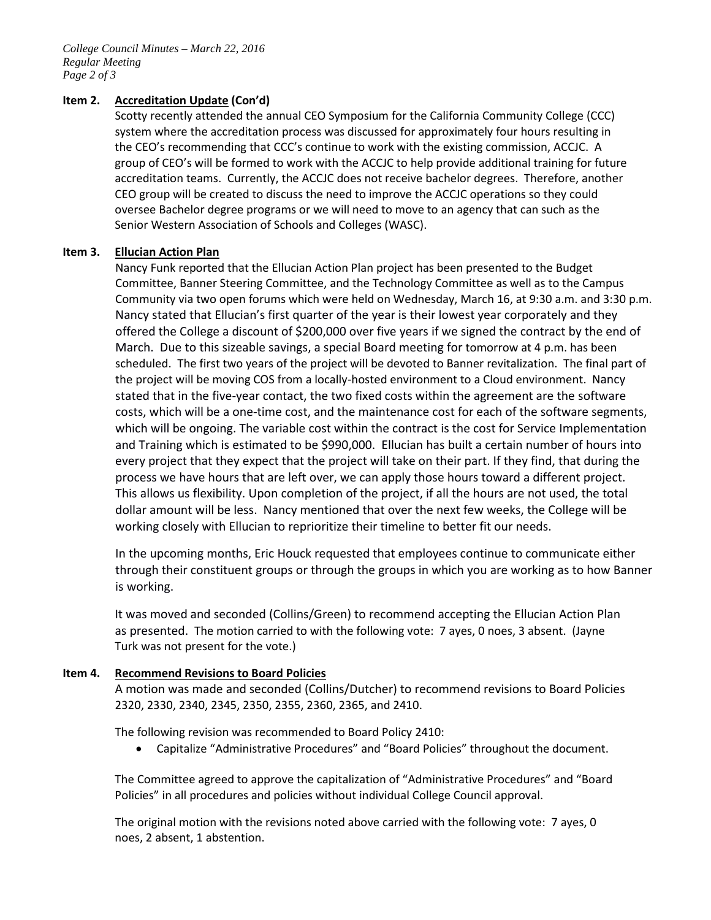**Item 2. <u>Accreditation Update</u> (Con'd)**

Scotty recently attended the annual CEO Symposium for the California Community College (CCC) system where the accreditation process was discussed for approximately four hours resulting in the CEO's recommending that CCC's continue to work with the existing commission, ACCJC. A group of CEO's will be formed to work with the ACCJC to help provide additional training for future accreditation teams. Currently, the ACCJC does not receive bachelor degrees. Therefore, another CEO group will be created to discuss the need to improve the ACCJC operations so they could oversee Bachelor degree programs or we will need to move to an agency that can such as the Senior Western Association of Schools and Colleges (WASC).

**Item 3. <u>Ellucian Action Plan</u>**

Nancy Funk reported that the Ellucian Action Plan project has been presented to the Budget Committee, Banner Steering Committee, and the Technology Committee as well as to the Campus Community via two open forums which were held on Wednesday, March 16, at 9:30 a.m. and 3:30 p.m. Nancy stated that Ellucian's first quarter of the year is their lowest year corporately and they offered the College a discount of $200,000 over five years if we signed the contract by the end of March. Due to this sizeable savings, a special Board meeting for tomorrow at 4 p.m. has been scheduled. The first two years of the project will be devoted to Banner revitalization. The final part of the project will be moving COS from a locally-hosted environment to a Cloud environment. Nancy stated that in the five-year contact, the two fixed costs within the agreement are the software costs, which will be a one-time cost, and the maintenance cost for each of the software segments, which will be ongoing. The variable cost within the contract is the cost for Service Implementation and Training which is estimated to be $990,000. Ellucian has built a certain number of hours into every project that they expect that the project will take on their part. If they find, that during the process we have hours that are left over, we can apply those hours toward a different project. This allows us flexibility. Upon completion of the project, if all the hours are not used, the total dollar amount will be less. Nancy mentioned that over the next few weeks, the College will be working closely with Ellucian to reprioritize their timeline to better fit our needs.

In the upcoming months, Eric Houck requested that employees continue to communicate either through their constituent groups or through the groups in which you are working as to how Banner is working.

It was moved and seconded (Collins/Green) to recommend accepting the Ellucian Action Plan as presented. The motion carried to with the following vote: 7 ayes, 0 noes, 3 absent. (Jayne Turk was not present for the vote.)

**Item 4. <u>Recommend Revisions to Board Policies</u>**

A motion was made and seconded (Collins/Dutcher) to recommend revisions to Board Policies 2320, 2330, 2340, 2345, 2350, 2355, 2360, 2365, and 2410.

The following revision was recommended to Board Policy 2410:

- Capitalize "Administrative Procedures" and "Board Policies" throughout the document.

The Committee agreed to approve the capitalization of "Administrative Procedures" and "Board Policies" in all procedures and policies without individual College Council approval.

The original motion with the revisions noted above carried with the following vote: 7 ayes, 0 noes, 2 absent, 1 abstention.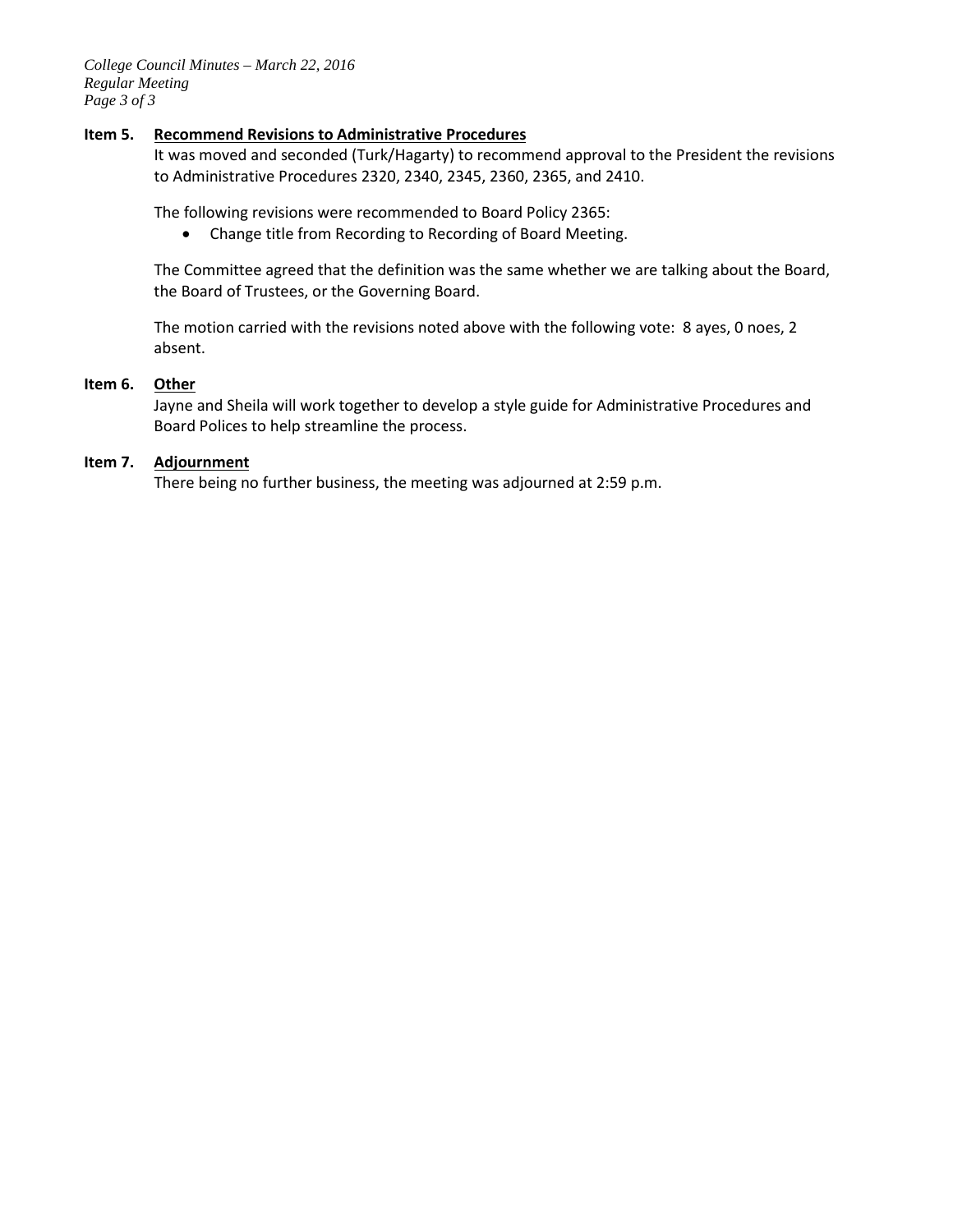**Item 5. Recommend Revisions to Administrative Procedures**

It was moved and seconded (Turk/Hagarty) to recommend approval to the President the revisions to Administrative Procedures 2320, 2340, 2345, 2360, 2365, and 2410.

The following revisions were recommended to Board Policy 2365:

- Change title from Recording to Recording of Board Meeting.

The Committee agreed that the definition was the same whether we are talking about the Board, the Board of Trustees, or the Governing Board.

The motion carried with the revisions noted above with the following vote: 8 ayes, 0 noes, 2 absent.

**Item 6. Other**

Jayne and Sheila will work together to develop a style guide for Administrative Procedures and Board Polices to help streamline the process.

**Item 7. Adjournment**

There being no further business, the meeting was adjourned at 2:59 p.m.